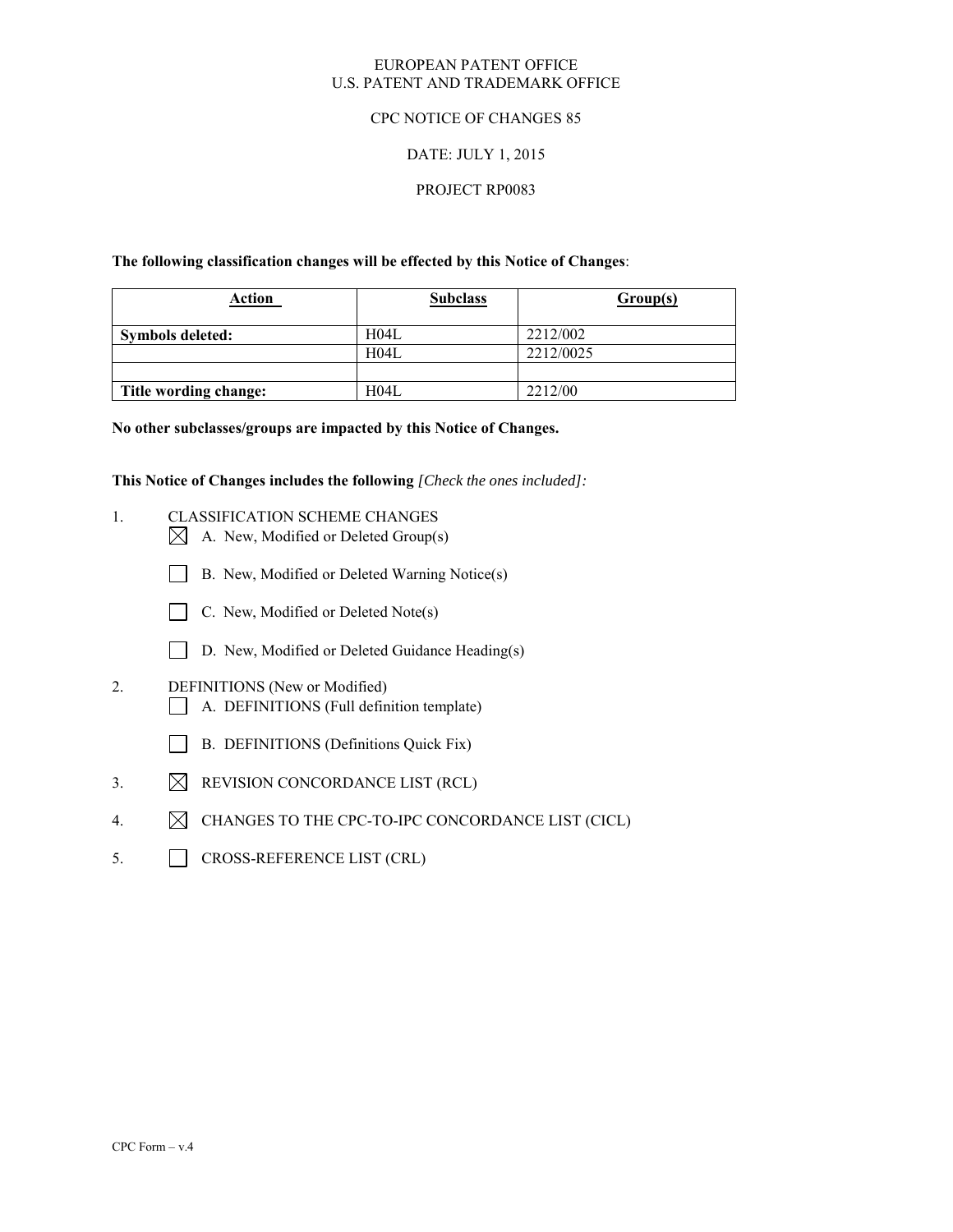EUROPEAN PATENT OFFICE
U.S. PATENT AND TRADEMARK OFFICE

CPC NOTICE OF CHANGES 85

DATE: JULY 1, 2015

PROJECT RP0083

**The following classification changes will be effected by this Notice of Changes**:

| Action | Subclass | Group(s) |
|---|---|---|
| **Symbols deleted:** | H04L | 2212/002 |
| | H04L | 2212/0025 |
| | | |
| **Title wording change:** | H04L | 2212/00 |

**No other subclasses/groups are impacted by this Notice of Changes.**

**This Notice of Changes includes the following** *[Check the ones included]:*

1. CLASSIFICATION SCHEME CHANGES
   - [X] A. New, Modified or Deleted Group(s)
   - [ ] B. New, Modified or Deleted Warning Notice(s)
   - [ ] C. New, Modified or Deleted Note(s)
   - [ ] D. New, Modified or Deleted Guidance Heading(s)
2. DEFINITIONS (New or Modified)
   - [ ] A. DEFINITIONS (Full definition template)
   - [ ] B. DEFINITIONS (Definitions Quick Fix)
3. [X] REVISION CONCORDANCE LIST (RCL)
4. [X] CHANGES TO THE CPC-TO-IPC CONCORDANCE LIST (CICL)
5. [ ] CROSS-REFERENCE LIST (CRL)

CPC Form – v.4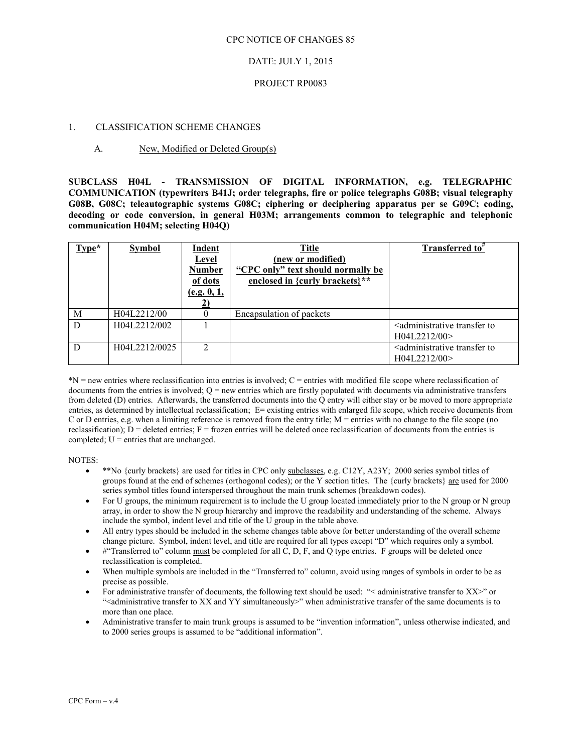CPC NOTICE OF CHANGES 85

DATE: JULY 1, 2015

PROJECT RP0083

1. CLASSIFICATION SCHEME CHANGES

A. New, Modified or Deleted Group(s)

**SUBCLASS H04L - TRANSMISSION OF DIGITAL INFORMATION, e.g. TELEGRAPHIC COMMUNICATION (typewriters B41J; order telegraphs, fire or police telegraphs G08B; visual telegraphy G08B, G08C; teleautographic systems G08C; ciphering or deciphering apparatus per se G09C; coding, decoding or code conversion, in general H03M; arrangements common to telegraphic and telephonic communication H04M; selecting H04Q)**

| Type* | Symbol | Indent Level Number of dots (e.g. 0, 1, 2) | Title (new or modified) "CPC only" text should normally be enclosed in {curly brackets}** | Transferred to# |
|---|---|---|---|---|
| M | H04L2212/00 | 0 | Encapsulation of packets | |
| D | H04L2212/002 | 1 | | <administrative transfer to H04L2212/00> |
| D | H04L2212/0025 | 2 | | <administrative transfer to H04L2212/00> |

*N = new entries where reclassification into entries is involved; C = entries with modified file scope where reclassification of documents from the entries is involved; Q = new entries which are firstly populated with documents via administrative transfers from deleted (D) entries. Afterwards, the transferred documents into the Q entry will either stay or be moved to more appropriate entries, as determined by intellectual reclassification; E= existing entries with enlarged file scope, which receive documents from C or D entries, e.g. when a limiting reference is removed from the entry title; M = entries with no change to the file scope (no reclassification); D = deleted entries; F = frozen entries will be deleted once reclassification of documents from the entries is completed; U = entries that are unchanged.

NOTES:

- **No {curly brackets} are used for titles in CPC only subclasses, e.g. C12Y, A23Y; 2000 series symbol titles of groups found at the end of schemes (orthogonal codes); or the Y section titles. The {curly brackets} are used for 2000 series symbol titles found interspersed throughout the main trunk schemes (breakdown codes).
- For U groups, the minimum requirement is to include the U group located immediately prior to the N group or N group array, in order to show the N group hierarchy and improve the readability and understanding of the scheme. Always include the symbol, indent level and title of the U group in the table above.
- All entry types should be included in the scheme changes table above for better understanding of the overall scheme change picture. Symbol, indent level, and title are required for all types except "D" which requires only a symbol.
- #"Transferred to" column must be completed for all C, D, F, and Q type entries. F groups will be deleted once reclassification is completed.
- When multiple symbols are included in the "Transferred to" column, avoid using ranges of symbols in order to be as precise as possible.
- For administrative transfer of documents, the following text should be used: "< administrative transfer to XX>" or "<administrative transfer to XX and YY simultaneously>" when administrative transfer of the same documents is to more than one place.
- Administrative transfer to main trunk groups is assumed to be "invention information", unless otherwise indicated, and to 2000 series groups is assumed to be "additional information".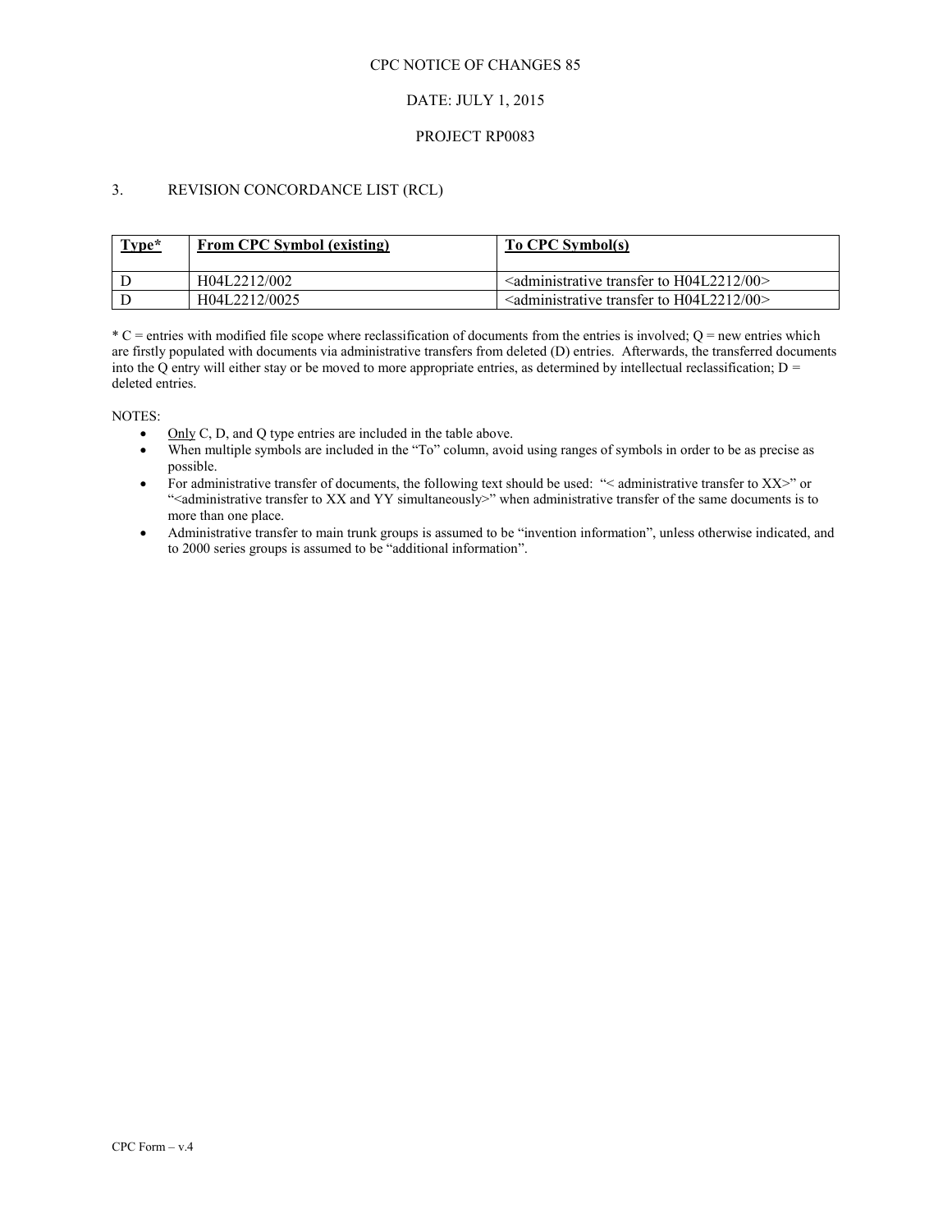CPC NOTICE OF CHANGES 85

DATE: JULY 1, 2015

PROJECT RP0083

## 3. REVISION CONCORDANCE LIST (RCL)

| Type* | From CPC Symbol (existing) | To CPC Symbol(s) |
|---|---|---|
| D | H04L2212/002 | <administrative transfer to H04L2212/00> |
| D | H04L2212/0025 | <administrative transfer to H04L2212/00> |

* C = entries with modified file scope where reclassification of documents from the entries is involved; Q = new entries which are firstly populated with documents via administrative transfers from deleted (D) entries. Afterwards, the transferred documents into the Q entry will either stay or be moved to more appropriate entries, as determined by intellectual reclassification; D = deleted entries.

NOTES:

- Only C, D, and Q type entries are included in the table above.
- When multiple symbols are included in the "To" column, avoid using ranges of symbols in order to be as precise as possible.
- For administrative transfer of documents, the following text should be used: "< administrative transfer to XX>" or "<administrative transfer to XX and YY simultaneously>" when administrative transfer of the same documents is to more than one place.
- Administrative transfer to main trunk groups is assumed to be "invention information", unless otherwise indicated, and to 2000 series groups is assumed to be "additional information".

CPC Form – v.4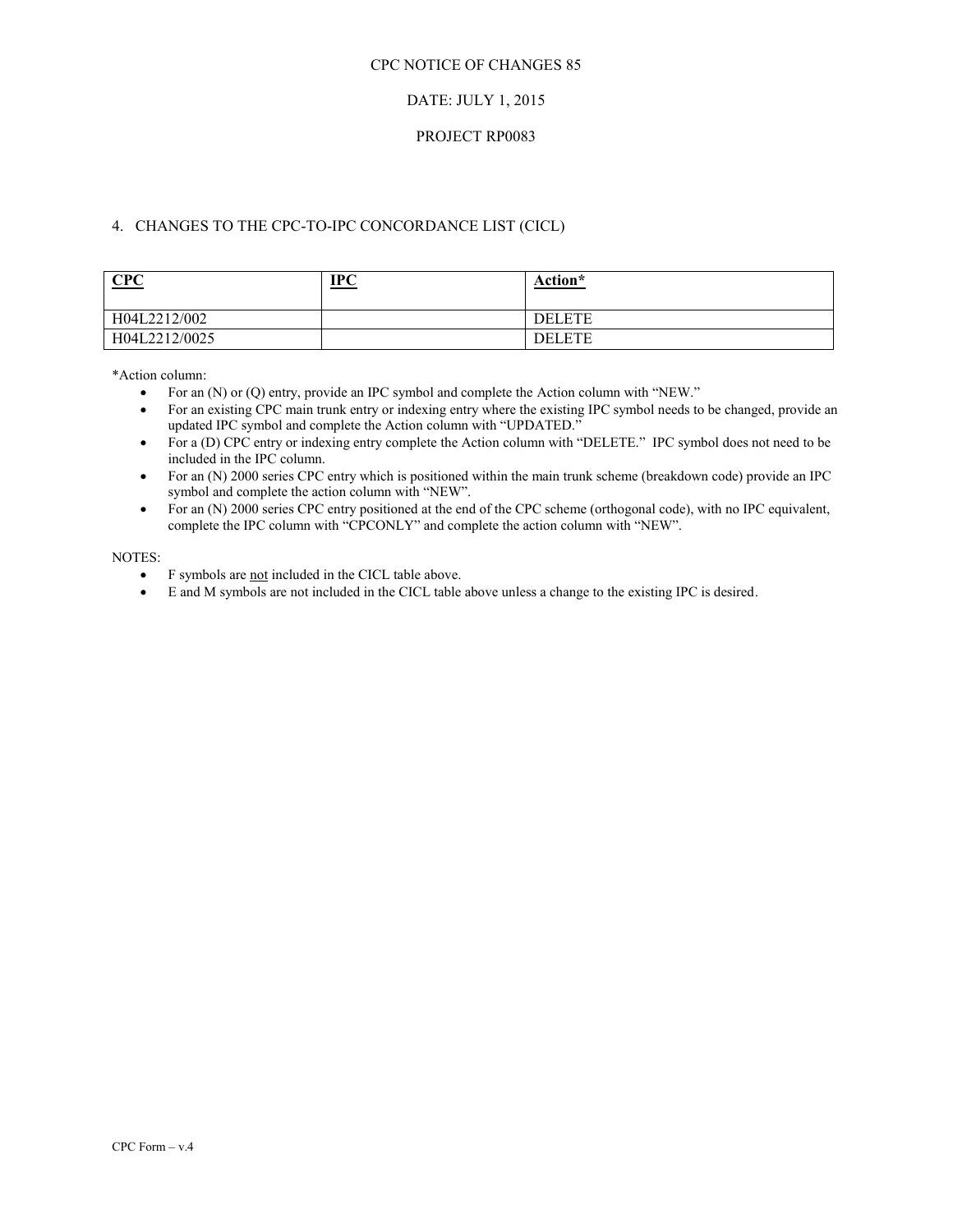CPC NOTICE OF CHANGES 85

DATE: JULY 1, 2015

PROJECT RP0083

## 4. CHANGES TO THE CPC-TO-IPC CONCORDANCE LIST (CICL)

| CPC | IPC | Action* |
|---|---|---|
| H04L2212/002 | | DELETE |
| H04L2212/0025 | | DELETE |

*Action column:

- For an (N) or (Q) entry, provide an IPC symbol and complete the Action column with "NEW."
- For an existing CPC main trunk entry or indexing entry where the existing IPC symbol needs to be changed, provide an updated IPC symbol and complete the Action column with "UPDATED."
- For a (D) CPC entry or indexing entry complete the Action column with "DELETE." IPC symbol does not need to be included in the IPC column.
- For an (N) 2000 series CPC entry which is positioned within the main trunk scheme (breakdown code) provide an IPC symbol and complete the action column with "NEW".
- For an (N) 2000 series CPC entry positioned at the end of the CPC scheme (orthogonal code), with no IPC equivalent, complete the IPC column with "CPCONLY" and complete the action column with "NEW".

NOTES:

- F symbols are not included in the CICL table above.
- E and M symbols are not included in the CICL table above unless a change to the existing IPC is desired.

CPC Form – v.4